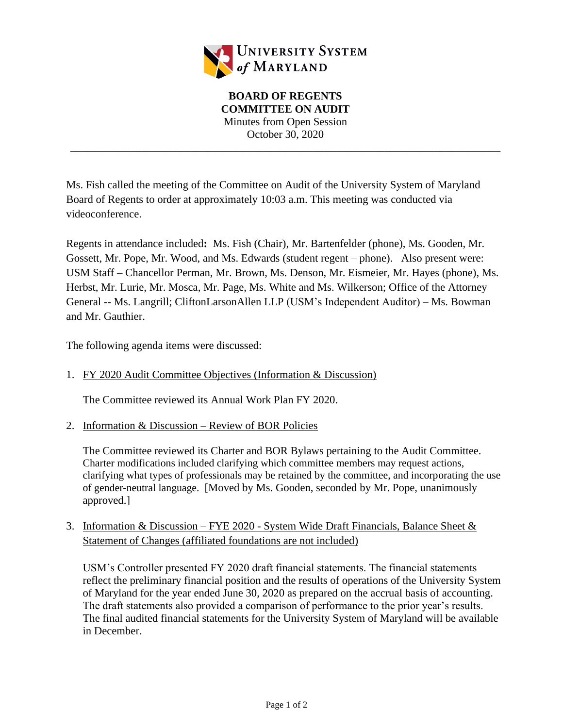**UNIVERSITY SYSTEM of MARYLAND**

# BOARD OF REGENTS
## COMMITTEE ON AUDIT

Minutes from Open Session
October 30, 2020

---

Ms. Fish called the meeting of the Committee on Audit of the University System of Maryland Board of Regents to order at approximately 10:03 a.m. This meeting was conducted via videoconference.

Regents in attendance included**:** Ms. Fish (Chair), Mr. Bartenfelder (phone), Ms. Gooden, Mr. Gossett, Mr. Pope, Mr. Wood, and Ms. Edwards (student regent – phone). Also present were: USM Staff – Chancellor Perman, Mr. Brown, Ms. Denson, Mr. Eismeier, Mr. Hayes (phone), Ms. Herbst, Mr. Lurie, Mr. Mosca, Mr. Page, Ms. White and Ms. Wilkerson; Office of the Attorney General -- Ms. Langrill; CliftonLarsonAllen LLP (USM's Independent Auditor) – Ms. Bowman and Mr. Gauthier.

The following agenda items were discussed:

1. FY 2020 Audit Committee Objectives (Information & Discussion)

   The Committee reviewed its Annual Work Plan FY 2020.

2. Information & Discussion – Review of BOR Policies

   The Committee reviewed its Charter and BOR Bylaws pertaining to the Audit Committee. Charter modifications included clarifying which committee members may request actions, clarifying what types of professionals may be retained by the committee, and incorporating the use of gender-neutral language. [Moved by Ms. Gooden, seconded by Mr. Pope, unanimously approved.]

3. Information & Discussion – FYE 2020 - System Wide Draft Financials, Balance Sheet & Statement of Changes (affiliated foundations are not included)

   USM's Controller presented FY 2020 draft financial statements. The financial statements reflect the preliminary financial position and the results of operations of the University System of Maryland for the year ended June 30, 2020 as prepared on the accrual basis of accounting. The draft statements also provided a comparison of performance to the prior year's results. The final audited financial statements for the University System of Maryland will be available in December.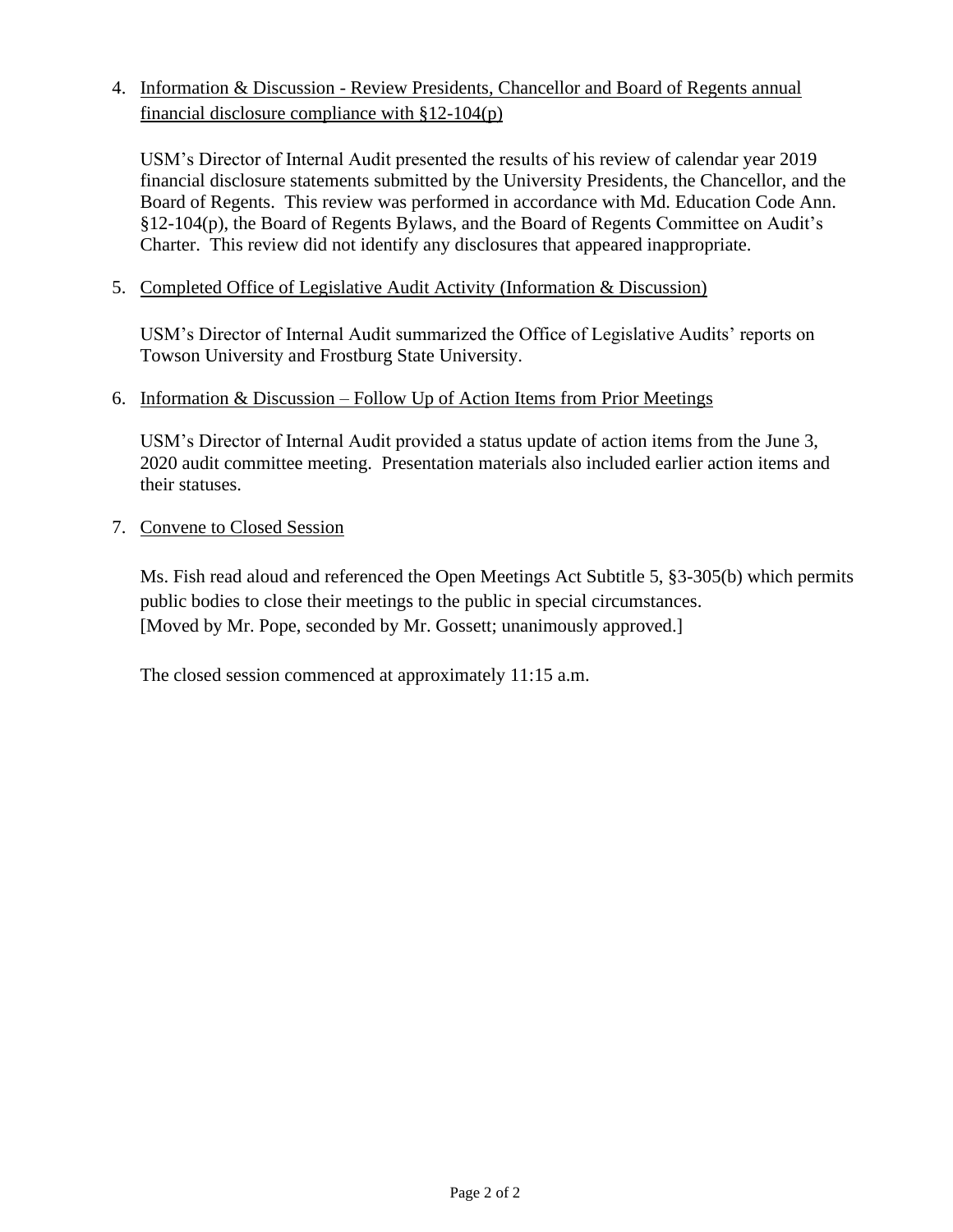4. <u>Information & Discussion - Review Presidents, Chancellor and Board of Regents annual financial disclosure compliance with §12-104(p)</u>

   USM's Director of Internal Audit presented the results of his review of calendar year 2019 financial disclosure statements submitted by the University Presidents, the Chancellor, and the Board of Regents. This review was performed in accordance with Md. Education Code Ann. §12-104(p), the Board of Regents Bylaws, and the Board of Regents Committee on Audit's Charter. This review did not identify any disclosures that appeared inappropriate.

5. <u>Completed Office of Legislative Audit Activity (Information & Discussion)</u>

   USM's Director of Internal Audit summarized the Office of Legislative Audits' reports on Towson University and Frostburg State University.

6. <u>Information & Discussion – Follow Up of Action Items from Prior Meetings</u>

   USM's Director of Internal Audit provided a status update of action items from the June 3, 2020 audit committee meeting. Presentation materials also included earlier action items and their statuses.

7. <u>Convene to Closed Session</u>

   Ms. Fish read aloud and referenced the Open Meetings Act Subtitle 5, §3-305(b) which permits public bodies to close their meetings to the public in special circumstances.
   [Moved by Mr. Pope, seconded by Mr. Gossett; unanimously approved.]

   The closed session commenced at approximately 11:15 a.m.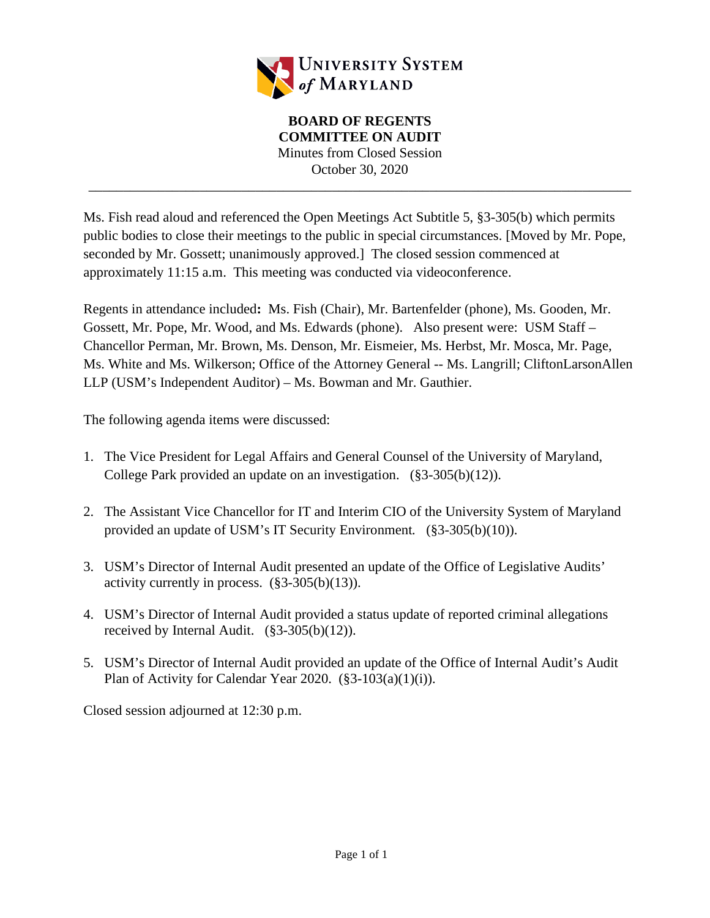**BOARD OF REGENTS**
**COMMITTEE ON AUDIT**
Minutes from Closed Session
October 30, 2020

---

Ms. Fish read aloud and referenced the Open Meetings Act Subtitle 5, §3-305(b) which permits public bodies to close their meetings to the public in special circumstances. [Moved by Mr. Pope, seconded by Mr. Gossett; unanimously approved.] The closed session commenced at approximately 11:15 a.m. This meeting was conducted via videoconference.

Regents in attendance included**:** Ms. Fish (Chair), Mr. Bartenfelder (phone), Ms. Gooden, Mr. Gossett, Mr. Pope, Mr. Wood, and Ms. Edwards (phone). Also present were: USM Staff – Chancellor Perman, Mr. Brown, Ms. Denson, Mr. Eismeier, Ms. Herbst, Mr. Mosca, Mr. Page, Ms. White and Ms. Wilkerson; Office of the Attorney General -- Ms. Langrill; CliftonLarsonAllen LLP (USM's Independent Auditor) – Ms. Bowman and Mr. Gauthier.

The following agenda items were discussed:

1. The Vice President for Legal Affairs and General Counsel of the University of Maryland, College Park provided an update on an investigation. (§3-305(b)(12)).

2. The Assistant Vice Chancellor for IT and Interim CIO of the University System of Maryland provided an update of USM's IT Security Environment. (§3-305(b)(10)).

3. USM's Director of Internal Audit presented an update of the Office of Legislative Audits' activity currently in process. (§3-305(b)(13)).

4. USM's Director of Internal Audit provided a status update of reported criminal allegations received by Internal Audit. (§3-305(b)(12)).

5. USM's Director of Internal Audit provided an update of the Office of Internal Audit's Audit Plan of Activity for Calendar Year 2020. (§3-103(a)(1)(i)).

Closed session adjourned at 12:30 p.m.